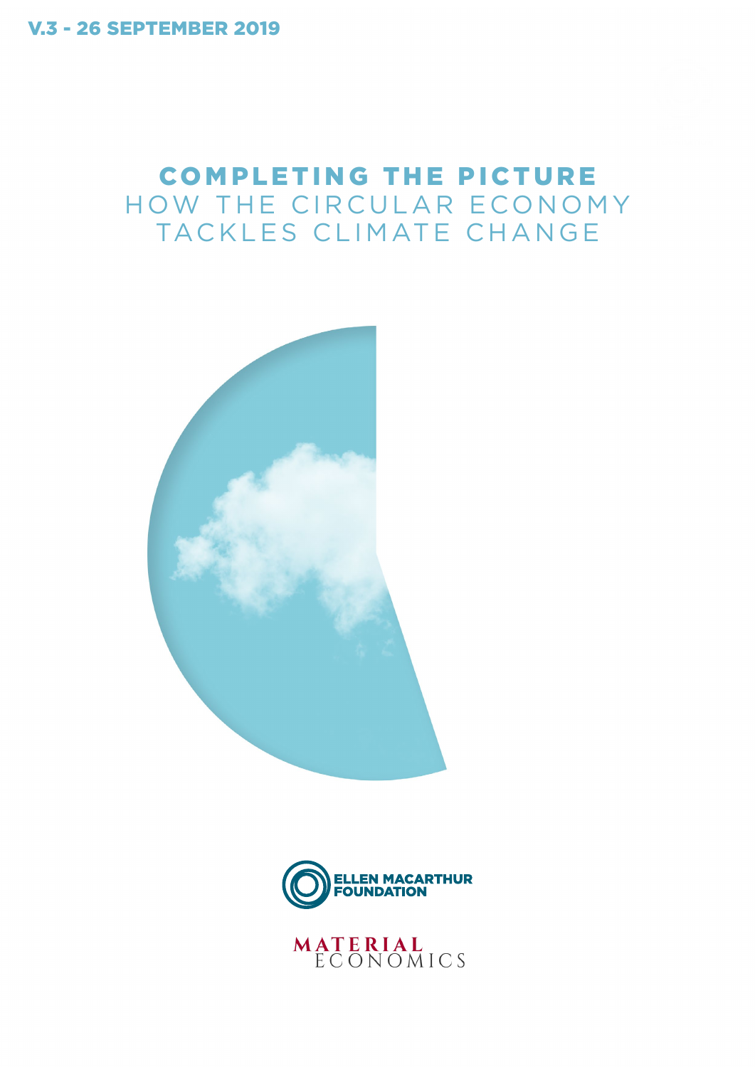V.3 - 26 SEPTEMBER 2019

# COMPLETING THE PICTURE

## HOW THE CIRCULAR ECONOMY TACKLES CLIMATE CHANGE

ELLEN MACARTHUR FOUNDATION

MATERIAL ECONOMICS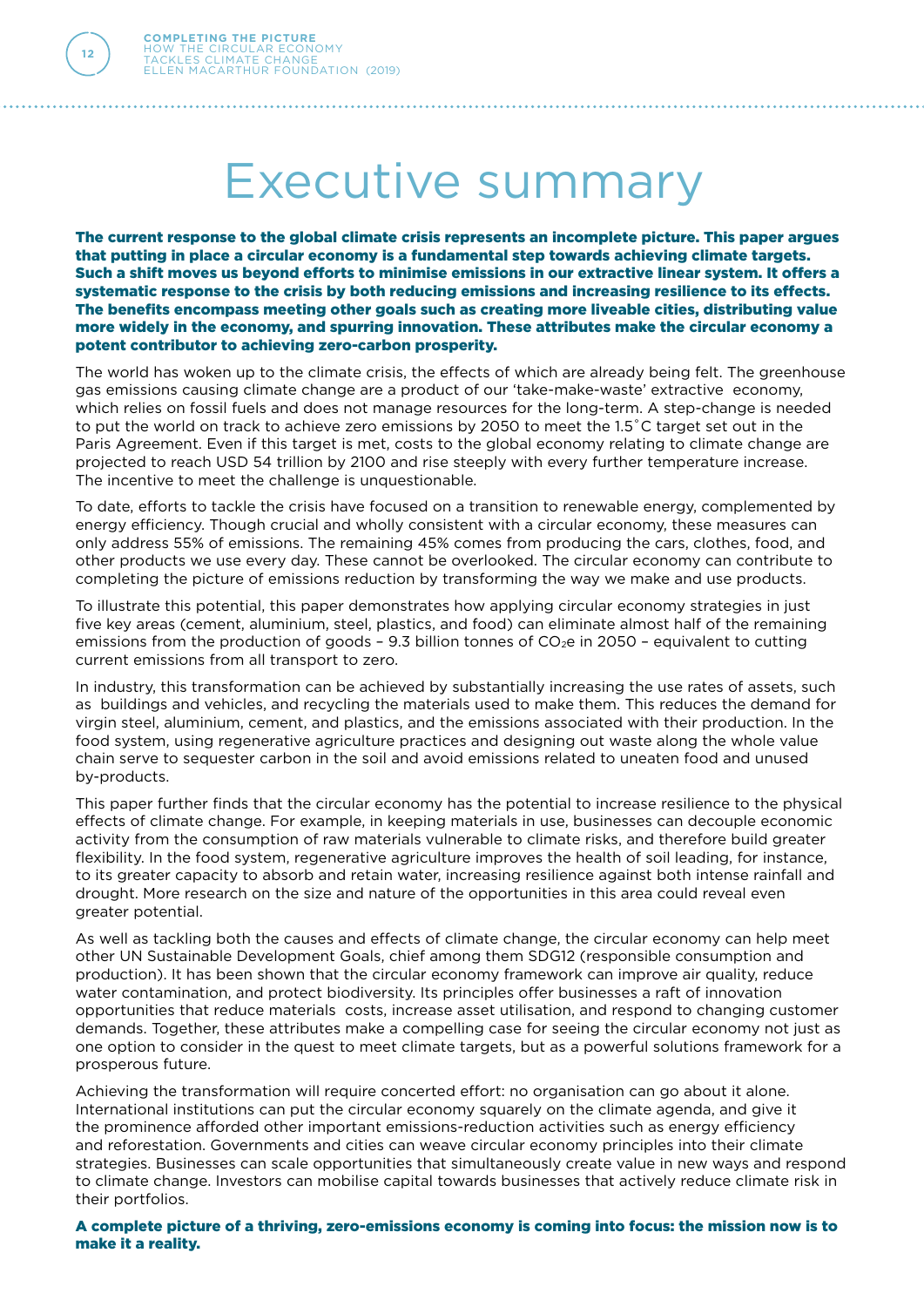# Executive summary

**The current response to the global climate crisis represents an incomplete picture. This paper argues that putting in place a circular economy is a fundamental step towards achieving climate targets. Such a shift moves us beyond efforts to minimise emissions in our extractive linear system. It offers a systematic response to the crisis by both reducing emissions and increasing resilience to its effects. The benefits encompass meeting other goals such as creating more liveable cities, distributing value more widely in the economy, and spurring innovation. These attributes make the circular economy a potent contributor to achieving zero-carbon prosperity.**

The world has woken up to the climate crisis, the effects of which are already being felt. The greenhouse gas emissions causing climate change are a product of our 'take-make-waste' extractive economy, which relies on fossil fuels and does not manage resources for the long-term. A step-change is needed to put the world on track to achieve zero emissions by 2050 to meet the 1.5˚C target set out in the Paris Agreement. Even if this target is met, costs to the global economy relating to climate change are projected to reach USD 54 trillion by 2100 and rise steeply with every further temperature increase. The incentive to meet the challenge is unquestionable.

To date, efforts to tackle the crisis have focused on a transition to renewable energy, complemented by energy efficiency. Though crucial and wholly consistent with a circular economy, these measures can only address 55% of emissions. The remaining 45% comes from producing the cars, clothes, food, and other products we use every day. These cannot be overlooked. The circular economy can contribute to completing the picture of emissions reduction by transforming the way we make and use products.

To illustrate this potential, this paper demonstrates how applying circular economy strategies in just five key areas (cement, aluminium, steel, plastics, and food) can eliminate almost half of the remaining emissions from the production of goods – 9.3 billion tonnes of $CO_2e$ in 2050 – equivalent to cutting current emissions from all transport to zero.

In industry, this transformation can be achieved by substantially increasing the use rates of assets, such as buildings and vehicles, and recycling the materials used to make them. This reduces the demand for virgin steel, aluminium, cement, and plastics, and the emissions associated with their production. In the food system, using regenerative agriculture practices and designing out waste along the whole value chain serve to sequester carbon in the soil and avoid emissions related to uneaten food and unused by-products.

This paper further finds that the circular economy has the potential to increase resilience to the physical effects of climate change. For example, in keeping materials in use, businesses can decouple economic activity from the consumption of raw materials vulnerable to climate risks, and therefore build greater flexibility. In the food system, regenerative agriculture improves the health of soil leading, for instance, to its greater capacity to absorb and retain water, increasing resilience against both intense rainfall and drought. More research on the size and nature of the opportunities in this area could reveal even greater potential.

As well as tackling both the causes and effects of climate change, the circular economy can help meet other UN Sustainable Development Goals, chief among them SDG12 (responsible consumption and production). It has been shown that the circular economy framework can improve air quality, reduce water contamination, and protect biodiversity. Its principles offer businesses a raft of innovation opportunities that reduce materials costs, increase asset utilisation, and respond to changing customer demands. Together, these attributes make a compelling case for seeing the circular economy not just as one option to consider in the quest to meet climate targets, but as a powerful solutions framework for a prosperous future.

Achieving the transformation will require concerted effort: no organisation can go about it alone. International institutions can put the circular economy squarely on the climate agenda, and give it the prominence afforded other important emissions-reduction activities such as energy efficiency and reforestation. Governments and cities can weave circular economy principles into their climate strategies. Businesses can scale opportunities that simultaneously create value in new ways and respond to climate change. Investors can mobilise capital towards businesses that actively reduce climate risk in their portfolios.

**A complete picture of a thriving, zero-emissions economy is coming into focus: the mission now is to make it a reality.**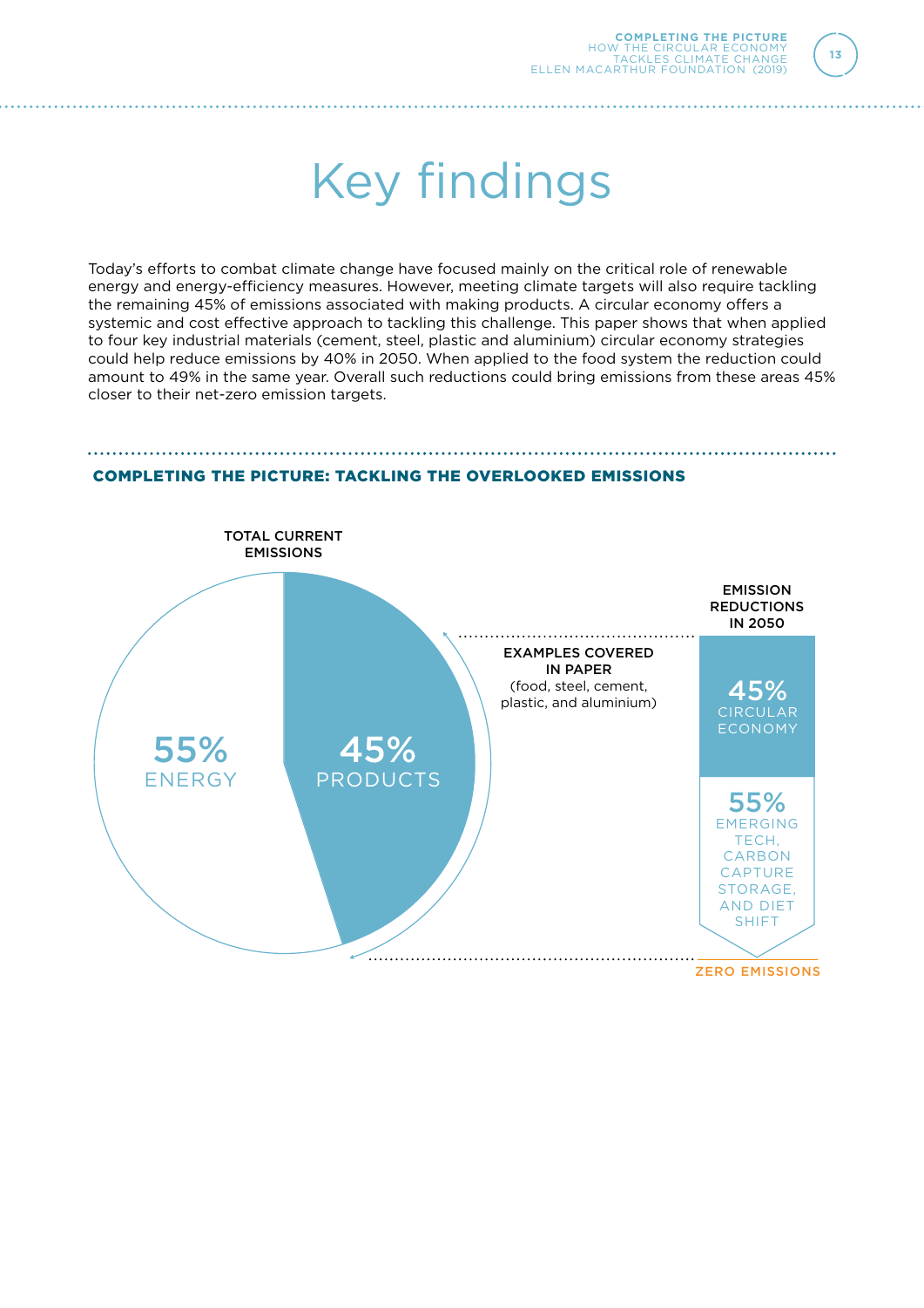# Key findings

Today's efforts to combat climate change have focused mainly on the critical role of renewable energy and energy-efficiency measures. However, meeting climate targets will also require tackling the remaining 45% of emissions associated with making products. A circular economy offers a systemic and cost effective approach to tackling this challenge. This paper shows that when applied to four key industrial materials (cement, steel, plastic and aluminium) circular economy strategies could help reduce emissions by 40% in 2050. When applied to the food system the reduction could amount to 49% in the same year. Overall such reductions could bring emissions from these areas 45% closer to their net-zero emission targets.

## COMPLETING THE PICTURE: TACKLING THE OVERLOOKED EMISSIONS

TOTAL CURRENT EMISSIONS

55% ENERGY

45% PRODUCTS

EXAMPLES COVERED IN PAPER (food, steel, cement, plastic, and aluminium)

EMISSION REDUCTIONS IN 2050

45% CIRCULAR ECONOMY

55% EMERGING TECH, CARBON CAPTURE STORAGE, AND DIET SHIFT

ZERO EMISSIONS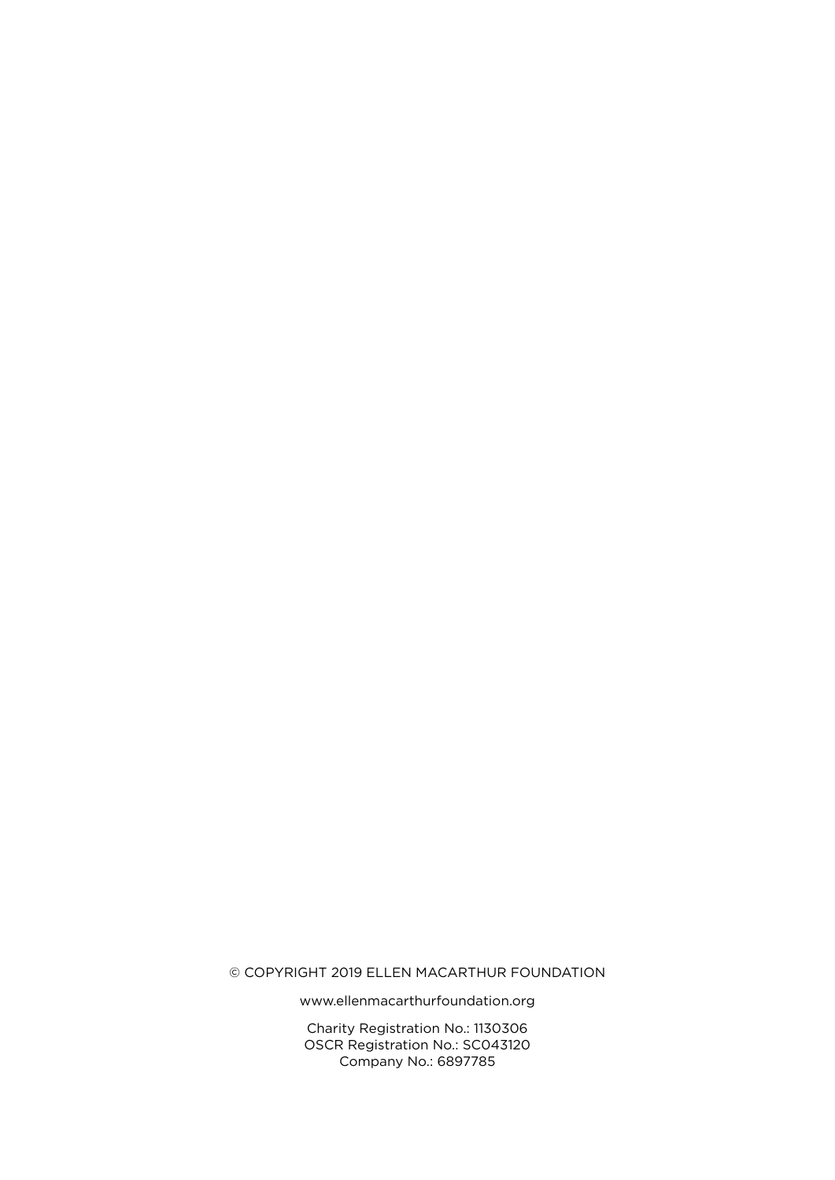© COPYRIGHT 2019 ELLEN MACARTHUR FOUNDATION

www.ellenmacarthurfoundation.org

Charity Registration No.: 1130306
OSCR Registration No.: SC043120
Company No.: 6897785